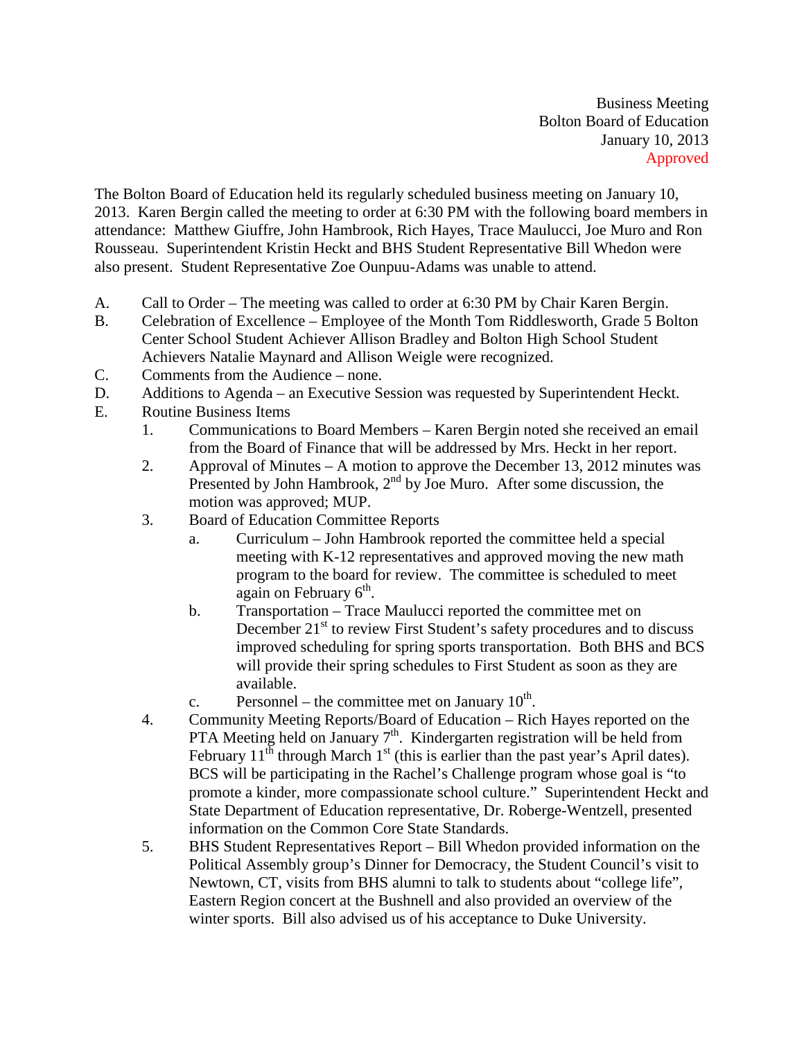Business Meeting
Bolton Board of Education
January 10, 2013
Approved

The Bolton Board of Education held its regularly scheduled business meeting on January 10, 2013. Karen Bergin called the meeting to order at 6:30 PM with the following board members in attendance: Matthew Giuffre, John Hambrook, Rich Hayes, Trace Maulucci, Joe Muro and Ron Rousseau. Superintendent Kristin Heckt and BHS Student Representative Bill Whedon were also present. Student Representative Zoe Ounpuu-Adams was unable to attend.

A. Call to Order – The meeting was called to order at 6:30 PM by Chair Karen Bergin.

B. Celebration of Excellence – Employee of the Month Tom Riddlesworth, Grade 5 Bolton Center School Student Achiever Allison Bradley and Bolton High School Student Achievers Natalie Maynard and Allison Weigle were recognized.

C. Comments from the Audience – none.

D. Additions to Agenda – an Executive Session was requested by Superintendent Heckt.

E. Routine Business Items

1. Communications to Board Members – Karen Bergin noted she received an email from the Board of Finance that will be addressed by Mrs. Heckt in her report.
2. Approval of Minutes – A motion to approve the December 13, 2012 minutes was Presented by John Hambrook, 2nd by Joe Muro. After some discussion, the motion was approved; MUP.
3. Board of Education Committee Reports
   a. Curriculum – John Hambrook reported the committee held a special meeting with K-12 representatives and approved moving the new math program to the board for review. The committee is scheduled to meet again on February 6th.
   b. Transportation – Trace Maulucci reported the committee met on December 21st to review First Student's safety procedures and to discuss improved scheduling for spring sports transportation. Both BHS and BCS will provide their spring schedules to First Student as soon as they are available.
   c. Personnel – the committee met on January 10th.
4. Community Meeting Reports/Board of Education – Rich Hayes reported on the PTA Meeting held on January 7th. Kindergarten registration will be held from February 11th through March 1st (this is earlier than the past year's April dates). BCS will be participating in the Rachel's Challenge program whose goal is "to promote a kinder, more compassionate school culture." Superintendent Heckt and State Department of Education representative, Dr. Roberge-Wentzell, presented information on the Common Core State Standards.
5. BHS Student Representatives Report – Bill Whedon provided information on the Political Assembly group's Dinner for Democracy, the Student Council's visit to Newtown, CT, visits from BHS alumni to talk to students about "college life", Eastern Region concert at the Bushnell and also provided an overview of the winter sports. Bill also advised us of his acceptance to Duke University.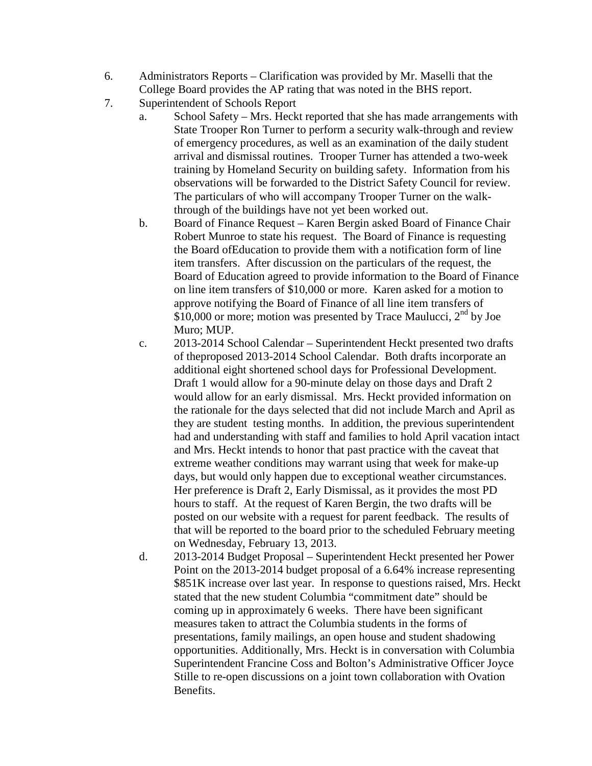6. Administrators Reports – Clarification was provided by Mr. Maselli that the College Board provides the AP rating that was noted in the BHS report.
7. Superintendent of Schools Report
   a. School Safety – Mrs. Heckt reported that she has made arrangements with State Trooper Ron Turner to perform a security walk-through and review of emergency procedures, as well as an examination of the daily student arrival and dismissal routines. Trooper Turner has attended a two-week training by Homeland Security on building safety. Information from his observations will be forwarded to the District Safety Council for review. The particulars of who will accompany Trooper Turner on the walk-through of the buildings have not yet been worked out.
   b. Board of Finance Request – Karen Bergin asked Board of Finance Chair Robert Munroe to state his request. The Board of Finance is requesting the Board ofEducation to provide them with a notification form of line item transfers. After discussion on the particulars of the request, the Board of Education agreed to provide information to the Board of Finance on line item transfers of $10,000 or more. Karen asked for a motion to approve notifying the Board of Finance of all line item transfers of $10,000 or more; motion was presented by Trace Maulucci, 2nd by Joe Muro; MUP.
   c. 2013-2014 School Calendar – Superintendent Heckt presented two drafts of theproposed 2013-2014 School Calendar. Both drafts incorporate an additional eight shortened school days for Professional Development. Draft 1 would allow for a 90-minute delay on those days and Draft 2 would allow for an early dismissal. Mrs. Heckt provided information on the rationale for the days selected that did not include March and April as they are student testing months. In addition, the previous superintendent had and understanding with staff and families to hold April vacation intact and Mrs. Heckt intends to honor that past practice with the caveat that extreme weather conditions may warrant using that week for make-up days, but would only happen due to exceptional weather circumstances. Her preference is Draft 2, Early Dismissal, as it provides the most PD hours to staff. At the request of Karen Bergin, the two drafts will be posted on our website with a request for parent feedback. The results of that will be reported to the board prior to the scheduled February meeting on Wednesday, February 13, 2013.
   d. 2013-2014 Budget Proposal – Superintendent Heckt presented her Power Point on the 2013-2014 budget proposal of a 6.64% increase representing $851K increase over last year. In response to questions raised, Mrs. Heckt stated that the new student Columbia "commitment date" should be coming up in approximately 6 weeks. There have been significant measures taken to attract the Columbia students in the forms of presentations, family mailings, an open house and student shadowing opportunities. Additionally, Mrs. Heckt is in conversation with Columbia Superintendent Francine Coss and Bolton's Administrative Officer Joyce Stille to re-open discussions on a joint town collaboration with Ovation Benefits.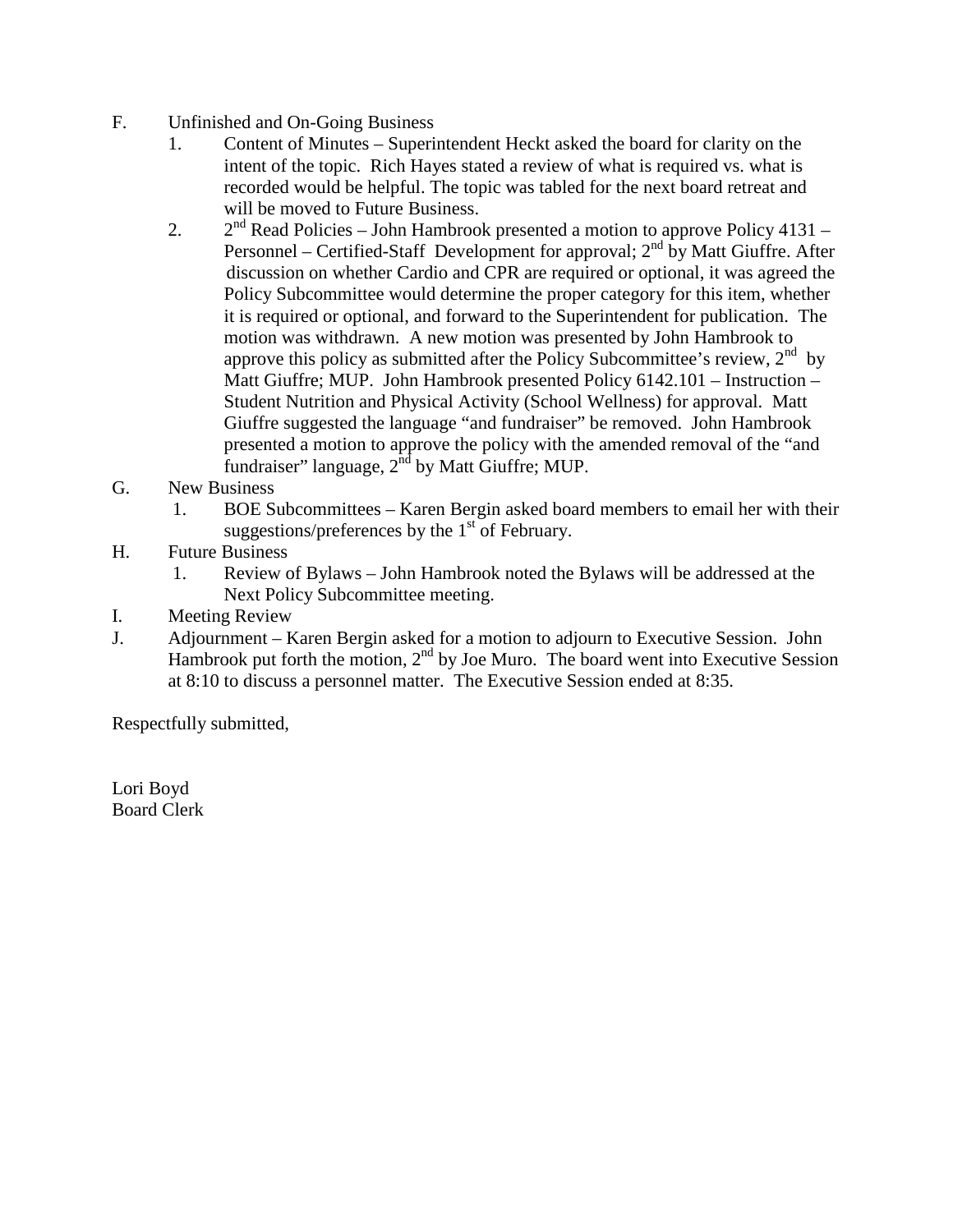F. Unfinished and On-Going Business

1. Content of Minutes – Superintendent Heckt asked the board for clarity on the intent of the topic. Rich Hayes stated a review of what is required vs. what is recorded would be helpful. The topic was tabled for the next board retreat and will be moved to Future Business.
2. 2nd Read Policies – John Hambrook presented a motion to approve Policy 4131 – Personnel – Certified-Staff Development for approval; 2nd by Matt Giuffre. After discussion on whether Cardio and CPR are required or optional, it was agreed the Policy Subcommittee would determine the proper category for this item, whether it is required or optional, and forward to the Superintendent for publication. The motion was withdrawn. A new motion was presented by John Hambrook to approve this policy as submitted after the Policy Subcommittee's review, 2nd by Matt Giuffre; MUP. John Hambrook presented Policy 6142.101 – Instruction – Student Nutrition and Physical Activity (School Wellness) for approval. Matt Giuffre suggested the language "and fundraiser" be removed. John Hambrook presented a motion to approve the policy with the amended removal of the "and fundraiser" language, 2nd by Matt Giuffre; MUP.

G. New Business

1. BOE Subcommittees – Karen Bergin asked board members to email her with their suggestions/preferences by the 1st of February.

H. Future Business

1. Review of Bylaws – John Hambrook noted the Bylaws will be addressed at the Next Policy Subcommittee meeting.

I. Meeting Review

J. Adjournment – Karen Bergin asked for a motion to adjourn to Executive Session. John Hambrook put forth the motion, 2nd by Joe Muro. The board went into Executive Session at 8:10 to discuss a personnel matter. The Executive Session ended at 8:35.

Respectfully submitted,

Lori Boyd
Board Clerk